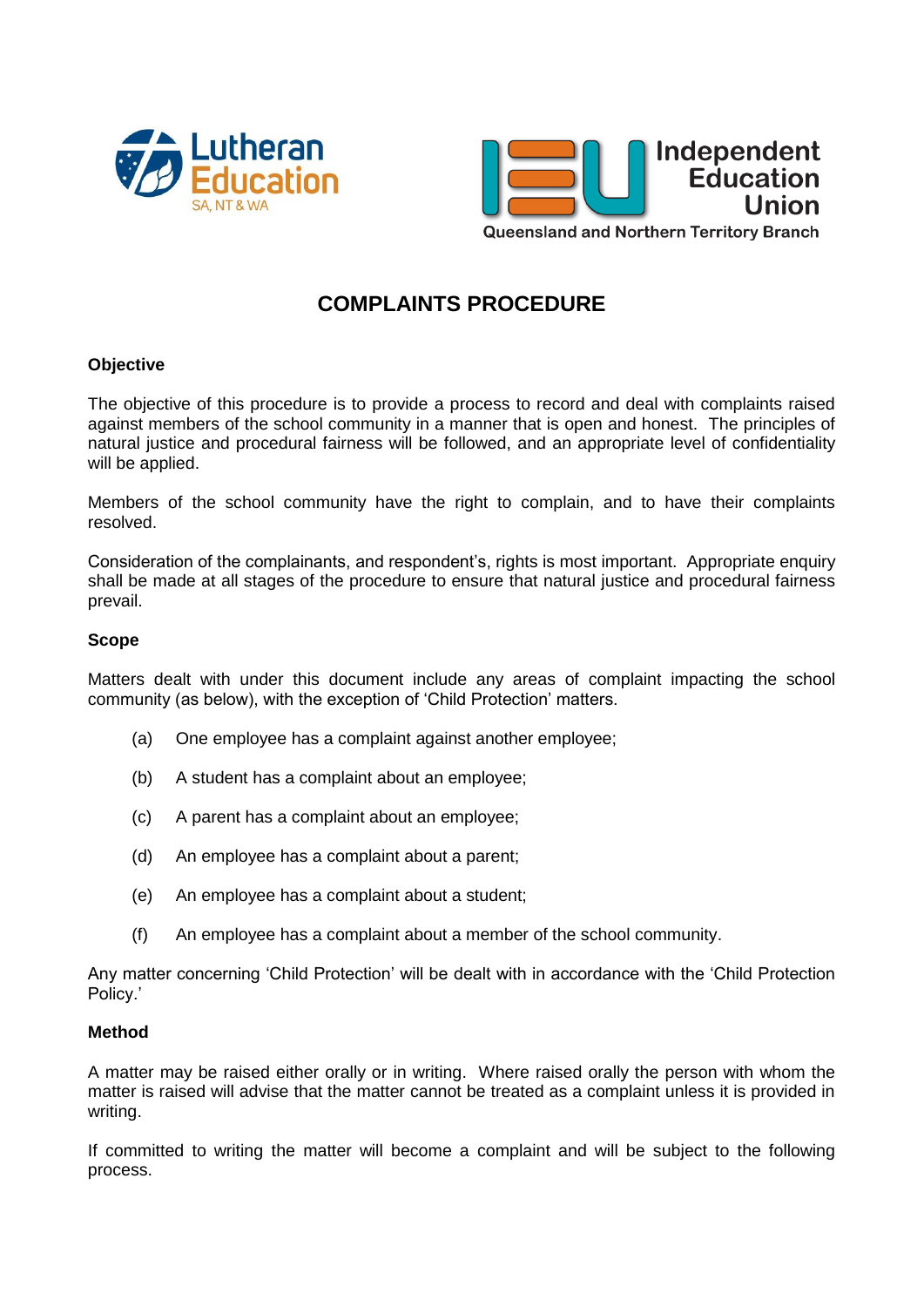Lutheran Education SA, NT & WA

Independent Education Union
Queensland and Northern Territory Branch

# COMPLAINTS PROCEDURE

**Objective**

The objective of this procedure is to provide a process to record and deal with complaints raised against members of the school community in a manner that is open and honest. The principles of natural justice and procedural fairness will be followed, and an appropriate level of confidentiality will be applied.

Members of the school community have the right to complain, and to have their complaints resolved.

Consideration of the complainants, and respondent's, rights is most important. Appropriate enquiry shall be made at all stages of the procedure to ensure that natural justice and procedural fairness prevail.

**Scope**

Matters dealt with under this document include any areas of complaint impacting the school community (as below), with the exception of 'Child Protection' matters.

(a) One employee has a complaint against another employee;

(b) A student has a complaint about an employee;

(c) A parent has a complaint about an employee;

(d) An employee has a complaint about a parent;

(e) An employee has a complaint about a student;

(f) An employee has a complaint about a member of the school community.

Any matter concerning 'Child Protection' will be dealt with in accordance with the 'Child Protection Policy.'

**Method**

A matter may be raised either orally or in writing. Where raised orally the person with whom the matter is raised will advise that the matter cannot be treated as a complaint unless it is provided in writing.

If committed to writing the matter will become a complaint and will be subject to the following process.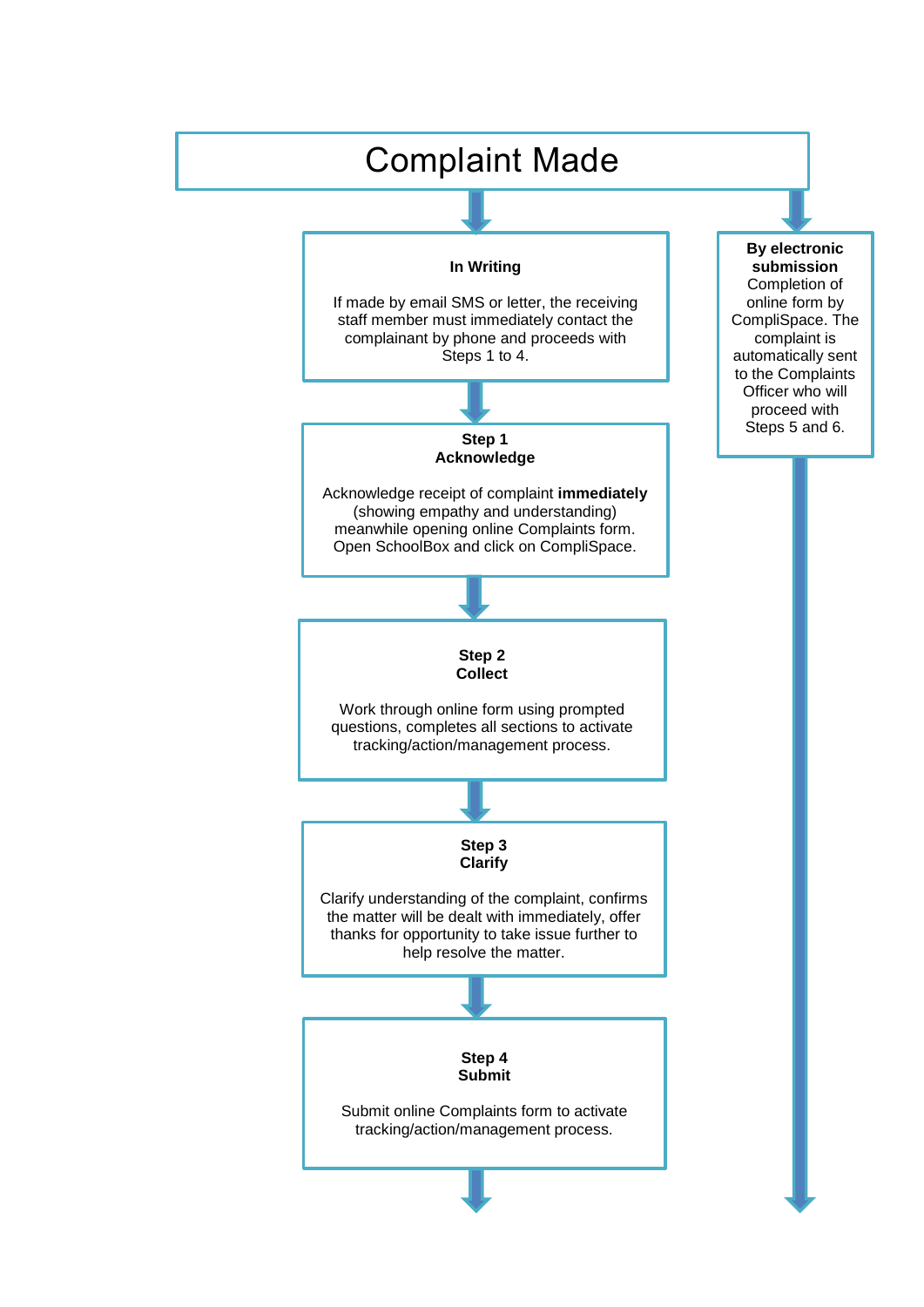# Complaint Made

**In Writing**

If made by email SMS or letter, the receiving staff member must immediately contact the complainant by phone and proceeds with Steps 1 to 4.

**By electronic submission**
Completion of online form by CompliSpace. The complaint is automatically sent to the Complaints Officer who will proceed with Steps 5 and 6.

**Step 1**
**Acknowledge**

Acknowledge receipt of complaint **immediately** (showing empathy and understanding) meanwhile opening online Complaints form. Open SchoolBox and click on CompliSpace.

**Step 2**
**Collect**

Work through online form using prompted questions, completes all sections to activate tracking/action/management process.

**Step 3**
**Clarify**

Clarify understanding of the complaint, confirms the matter will be dealt with immediately, offer thanks for opportunity to take issue further to help resolve the matter.

**Step 4**
**Submit**

Submit online Complaints form to activate tracking/action/management process.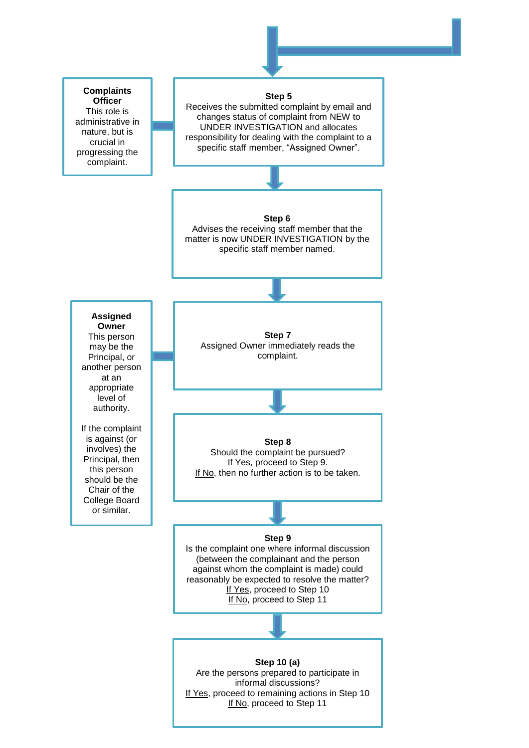**Complaints Officer**
This role is administrative in nature, but is crucial in progressing the complaint.

**Step 5**
Receives the submitted complaint by email and changes status of complaint from NEW to UNDER INVESTIGATION and allocates responsibility for dealing with the complaint to a specific staff member, “Assigned Owner”.

**Step 6**
Advises the receiving staff member that the matter is now UNDER INVESTIGATION by the specific staff member named.

**Assigned Owner**
This person may be the Principal, or another person at an appropriate level of authority.

If the complaint is against (or involves) the Principal, then this person should be the Chair of the College Board or similar.

**Step 7**
Assigned Owner immediately reads the complaint.

**Step 8**
Should the complaint be pursued?
If Yes, proceed to Step 9.
If No, then no further action is to be taken.

**Step 9**
Is the complaint one where informal discussion (between the complainant and the person against whom the complaint is made) could reasonably be expected to resolve the matter?
If Yes, proceed to Step 10
If No, proceed to Step 11

**Step 10 (a)**
Are the persons prepared to participate in informal discussions?
If Yes, proceed to remaining actions in Step 10
If No, proceed to Step 11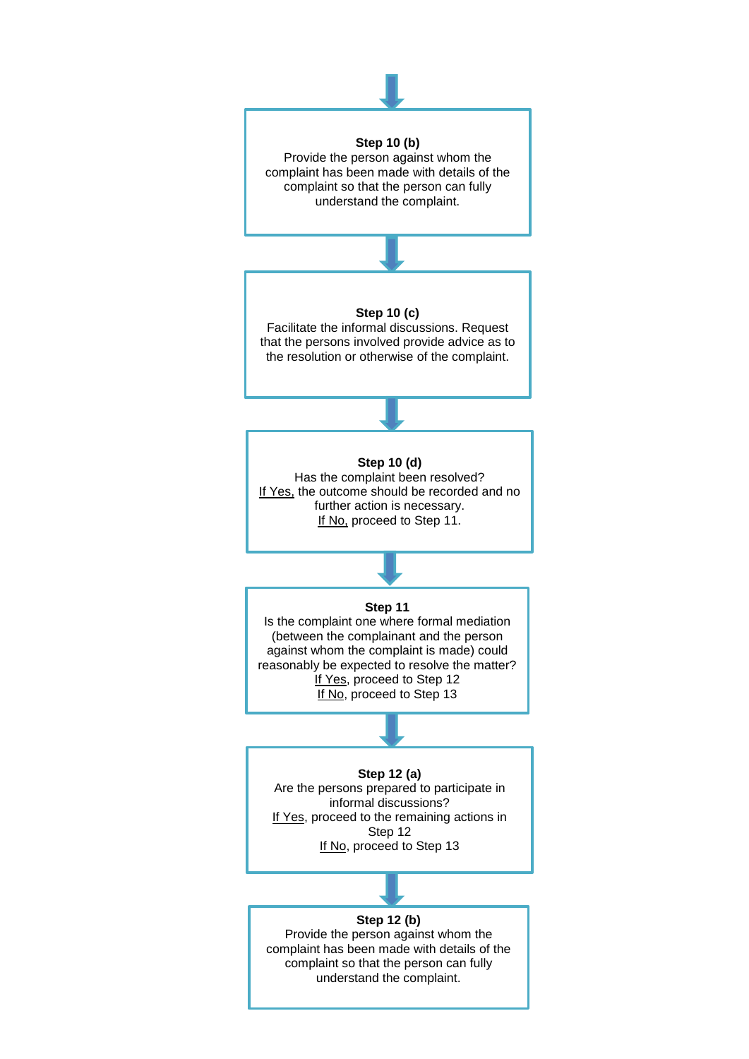**Step 10 (b)**
Provide the person against whom the complaint has been made with details of the complaint so that the person can fully understand the complaint.

**Step 10 (c)**
Facilitate the informal discussions. Request that the persons involved provide advice as to the resolution or otherwise of the complaint.

**Step 10 (d)**
Has the complaint been resolved?
If Yes, the outcome should be recorded and no further action is necessary.
If No, proceed to Step 11.

**Step 11**
Is the complaint one where formal mediation (between the complainant and the person against whom the complaint is made) could reasonably be expected to resolve the matter?
If Yes, proceed to Step 12
If No, proceed to Step 13

**Step 12 (a)**
Are the persons prepared to participate in informal discussions?
If Yes, proceed to the remaining actions in Step 12
If No, proceed to Step 13

**Step 12 (b)**
Provide the person against whom the complaint has been made with details of the complaint so that the person can fully understand the complaint.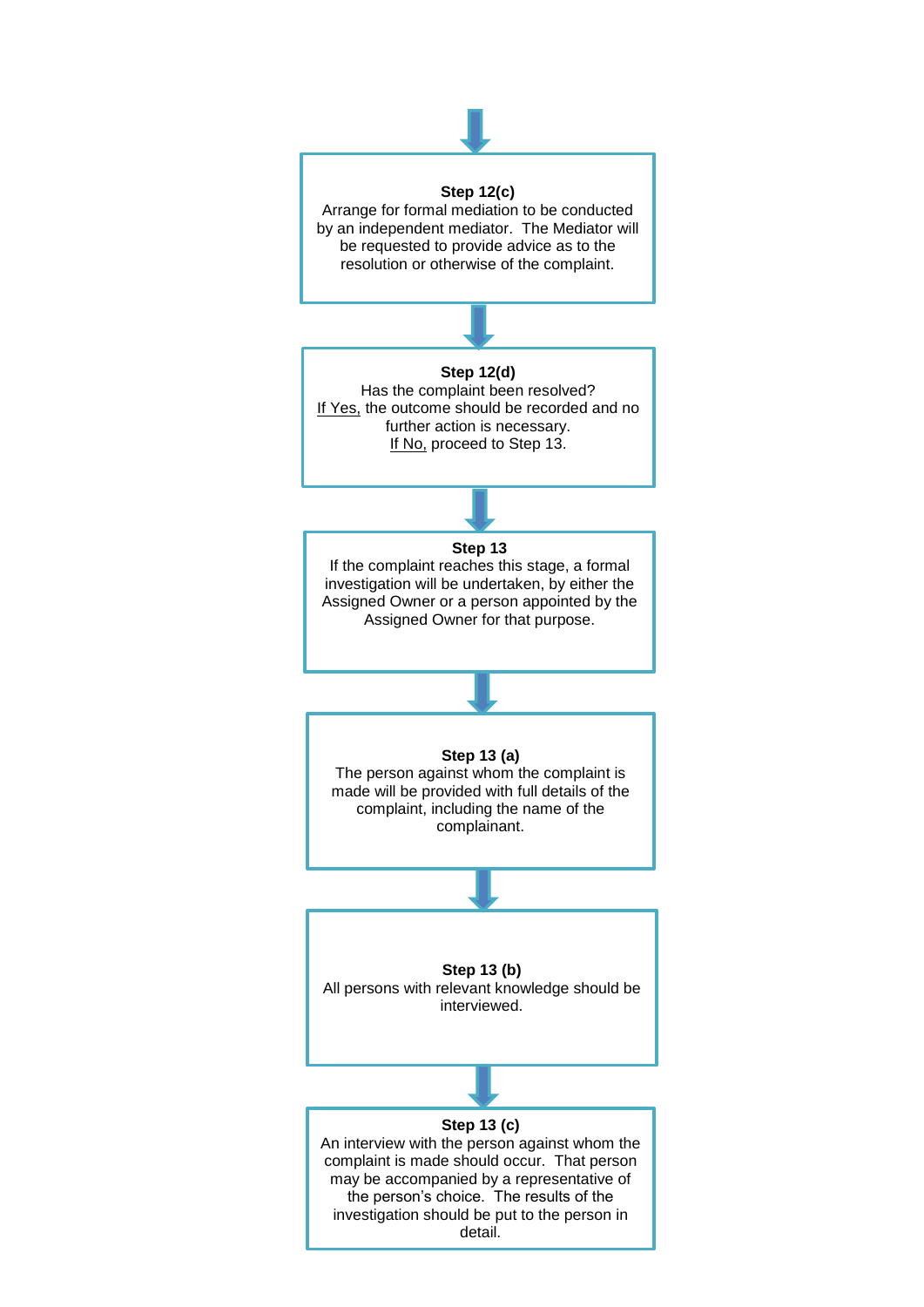**Step 12(c)**
Arrange for formal mediation to be conducted by an independent mediator. The Mediator will be requested to provide advice as to the resolution or otherwise of the complaint.

↓

**Step 12(d)**
Has the complaint been resolved?
<u>If Yes,</u> the outcome should be recorded and no further action is necessary.
<u>If No,</u> proceed to Step 13.

↓

**Step 13**
If the complaint reaches this stage, a formal investigation will be undertaken, by either the Assigned Owner or a person appointed by the Assigned Owner for that purpose.

↓

**Step 13 (a)**
The person against whom the complaint is made will be provided with full details of the complaint, including the name of the complainant.

↓

**Step 13 (b)**
All persons with relevant knowledge should be interviewed.

↓

**Step 13 (c)**
An interview with the person against whom the complaint is made should occur. That person may be accompanied by a representative of the person's choice. The results of the investigation should be put to the person in detail.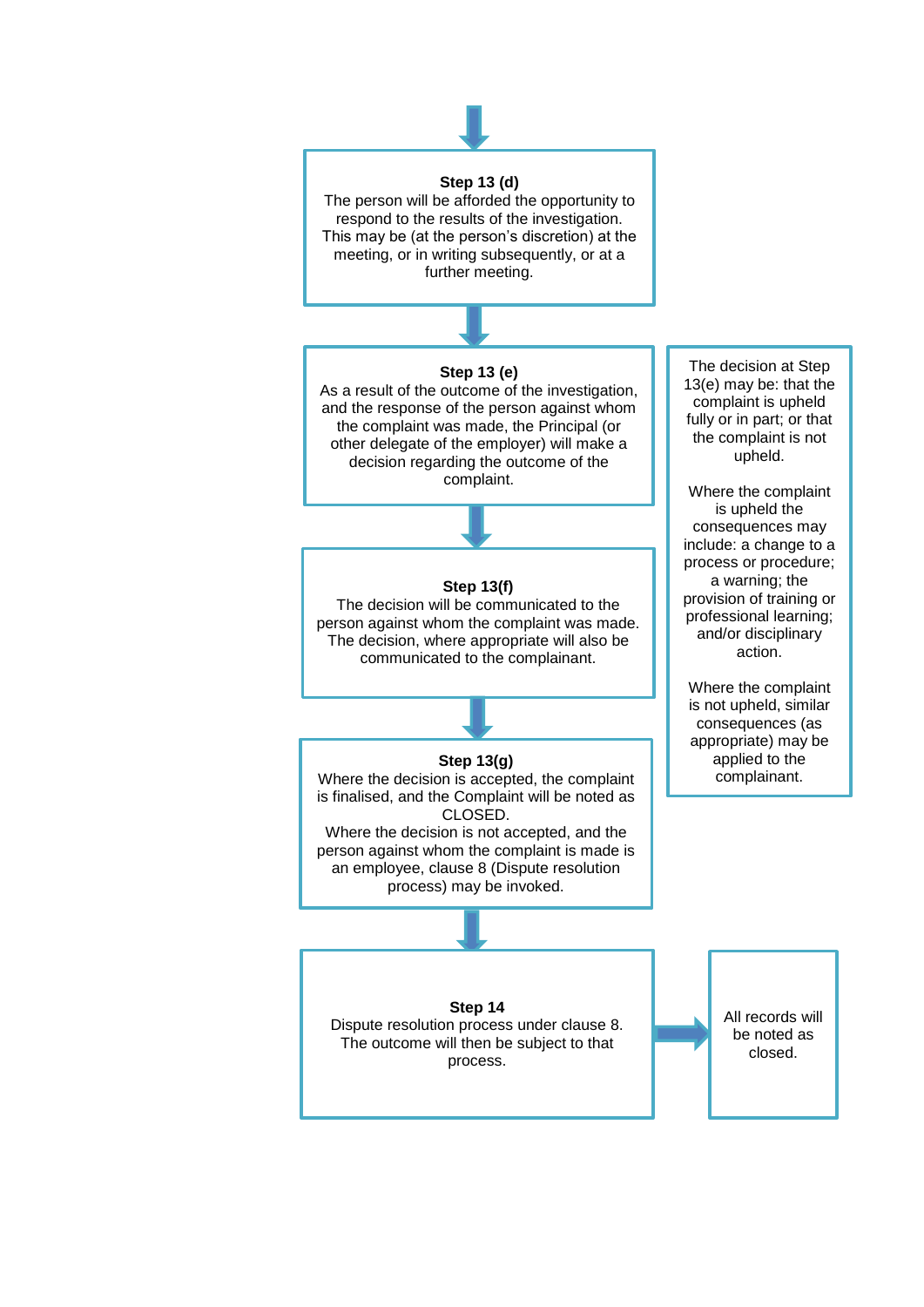**Step 13 (d)**
The person will be afforded the opportunity to respond to the results of the investigation. This may be (at the person's discretion) at the meeting, or in writing subsequently, or at a further meeting.

**Step 13 (e)**
As a result of the outcome of the investigation, and the response of the person against whom the complaint was made, the Principal (or other delegate of the employer) will make a decision regarding the outcome of the complaint.

The decision at Step 13(e) may be: that the complaint is upheld fully or in part; or that the complaint is not upheld.

Where the complaint is upheld the consequences may include: a change to a process or procedure; a warning; the provision of training or professional learning; and/or disciplinary action.

Where the complaint is not upheld, similar consequences (as appropriate) may be applied to the complainant.

**Step 13(f)**
The decision will be communicated to the person against whom the complaint was made. The decision, where appropriate will also be communicated to the complainant.

**Step 13(g)**
Where the decision is accepted, the complaint is finalised, and the Complaint will be noted as CLOSED.
Where the decision is not accepted, and the person against whom the complaint is made is an employee, clause 8 (Dispute resolution process) may be invoked.

**Step 14**
Dispute resolution process under clause 8. The outcome will then be subject to that process.

All records will be noted as closed.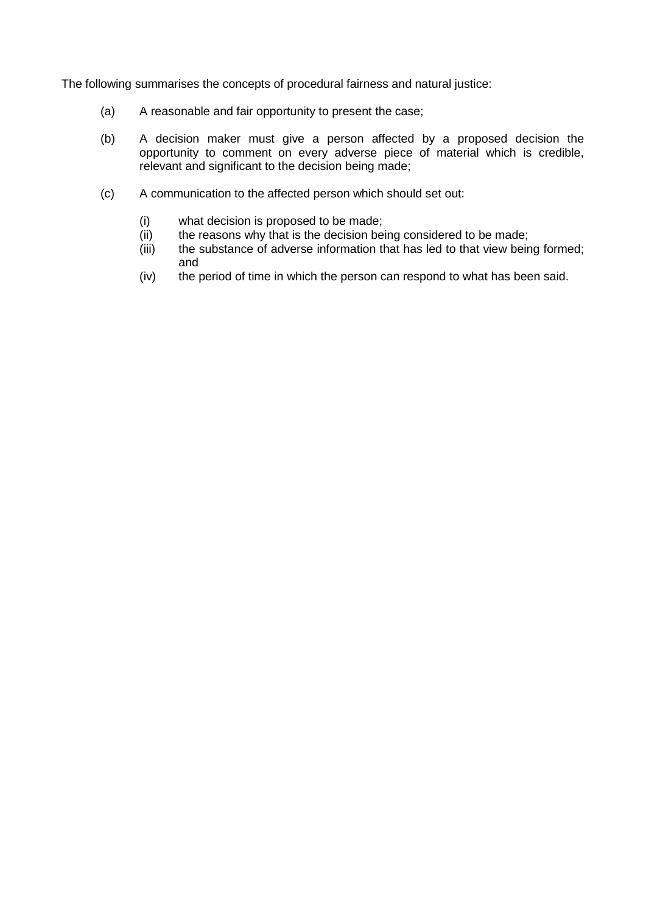The following summarises the concepts of procedural fairness and natural justice:

(a) A reasonable and fair opportunity to present the case;

(b) A decision maker must give a person affected by a proposed decision the opportunity to comment on every adverse piece of material which is credible, relevant and significant to the decision being made;

(c) A communication to the affected person which should set out:

   (i) what decision is proposed to be made;
   (ii) the reasons why that is the decision being considered to be made;
   (iii) the substance of adverse information that has led to that view being formed; and
   (iv) the period of time in which the person can respond to what has been said.